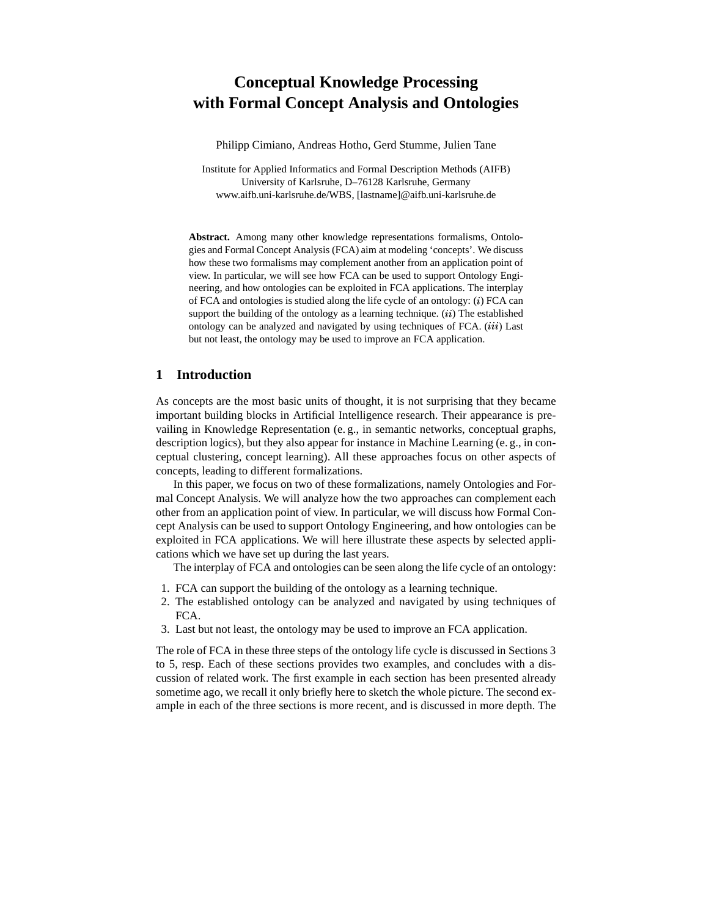# Conceptual Knowledge Processing with Formal Concept Analysis and Ontologies

Philipp Cimiano, Andreas Hotho, Gerd Stumme, Julien Tane

Institute for Applied Informatics and Formal Description Methods (AIFB)
University of Karlsruhe, D–76128 Karlsruhe, Germany
www.aifb.uni-karlsruhe.de/WBS, [lastname]@aifb.uni-karlsruhe.de

**Abstract.** Among many other knowledge representations formalisms, Ontologies and Formal Concept Analysis (FCA) aim at modeling 'concepts'. We discuss how these two formalisms may complement another from an application point of view. In particular, we will see how FCA can be used to support Ontology Engineering, and how ontologies can be exploited in FCA applications. The interplay of FCA and ontologies is studied along the life cycle of an ontology: $(i)$ FCA can support the building of the ontology as a learning technique. $(ii)$ The established ontology can be analyzed and navigated by using techniques of FCA. $(iii)$ Last but not least, the ontology may be used to improve an FCA application.

## 1 Introduction

As concepts are the most basic units of thought, it is not surprising that they became important building blocks in Artificial Intelligence research. Their appearance is prevailing in Knowledge Representation (e. g., in semantic networks, conceptual graphs, description logics), but they also appear for instance in Machine Learning (e. g., in conceptual clustering, concept learning). All these approaches focus on other aspects of concepts, leading to different formalizations.

In this paper, we focus on two of these formalizations, namely Ontologies and Formal Concept Analysis. We will analyze how the two approaches can complement each other from an application point of view. In particular, we will discuss how Formal Concept Analysis can be used to support Ontology Engineering, and how ontologies can be exploited in FCA applications. We will here illustrate these aspects by selected applications which we have set up during the last years.

The interplay of FCA and ontologies can be seen along the life cycle of an ontology:

1. FCA can support the building of the ontology as a learning technique.
2. The established ontology can be analyzed and navigated by using techniques of FCA.
3. Last but not least, the ontology may be used to improve an FCA application.

The role of FCA in these three steps of the ontology life cycle is discussed in Sections 3 to 5, resp. Each of these sections provides two examples, and concludes with a discussion of related work. The first example in each section has been presented already sometime ago, we recall it only briefly here to sketch the whole picture. The second example in each of the three sections is more recent, and is discussed in more depth. The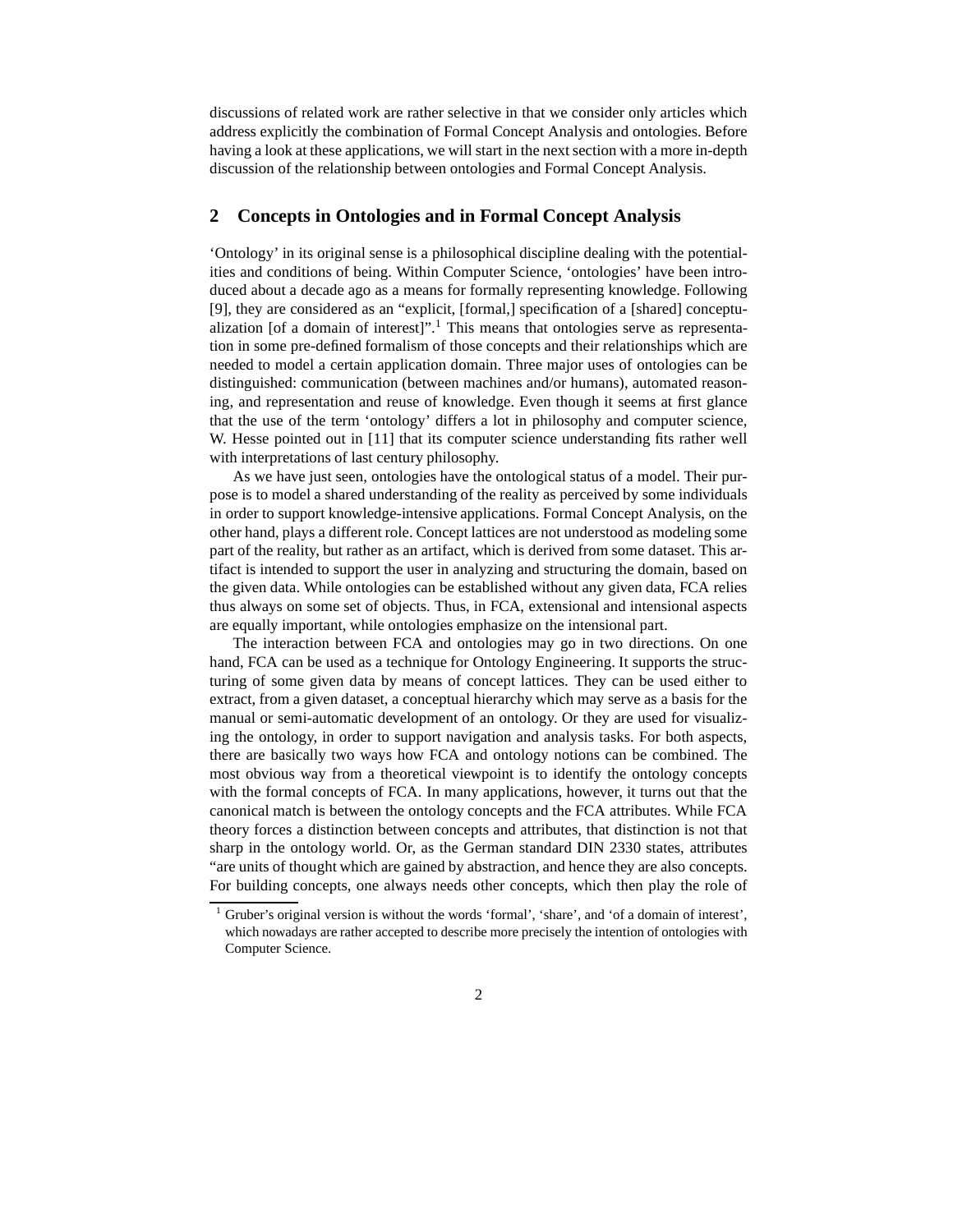discussions of related work are rather selective in that we consider only articles which address explicitly the combination of Formal Concept Analysis and ontologies. Before having a look at these applications, we will start in the next section with a more in-depth discussion of the relationship between ontologies and Formal Concept Analysis.

## 2 Concepts in Ontologies and in Formal Concept Analysis

'Ontology' in its original sense is a philosophical discipline dealing with the potentialities and conditions of being. Within Computer Science, 'ontologies' have been introduced about a decade ago as a means for formally representing knowledge. Following [9], they are considered as an "explicit, [formal,] specification of a [shared] conceptualization [of a domain of interest]".[1] This means that ontologies serve as representation in some pre-defined formalism of those concepts and their relationships which are needed to model a certain application domain. Three major uses of ontologies can be distinguished: communication (between machines and/or humans), automated reasoning, and representation and reuse of knowledge. Even though it seems at first glance that the use of the term 'ontology' differs a lot in philosophy and computer science, W. Hesse pointed out in [11] that its computer science understanding fits rather well with interpretations of last century philosophy.

As we have just seen, ontologies have the ontological status of a model. Their purpose is to model a shared understanding of the reality as perceived by some individuals in order to support knowledge-intensive applications. Formal Concept Analysis, on the other hand, plays a different role. Concept lattices are not understood as modeling some part of the reality, but rather as an artifact, which is derived from some dataset. This artifact is intended to support the user in analyzing and structuring the domain, based on the given data. While ontologies can be established without any given data, FCA relies thus always on some set of objects. Thus, in FCA, extensional and intensional aspects are equally important, while ontologies emphasize on the intensional part.

The interaction between FCA and ontologies may go in two directions. On one hand, FCA can be used as a technique for Ontology Engineering. It supports the structuring of some given data by means of concept lattices. They can be used either to extract, from a given dataset, a conceptual hierarchy which may serve as a basis for the manual or semi-automatic development of an ontology. Or they are used for visualizing the ontology, in order to support navigation and analysis tasks. For both aspects, there are basically two ways how FCA and ontology notions can be combined. The most obvious way from a theoretical viewpoint is to identify the ontology concepts with the formal concepts of FCA. In many applications, however, it turns out that the canonical match is between the ontology concepts and the FCA attributes. While FCA theory forces a distinction between concepts and attributes, that distinction is not that sharp in the ontology world. Or, as the German standard DIN 2330 states, attributes "are units of thought which are gained by abstraction, and hence they are also concepts. For building concepts, one always needs other concepts, which then play the role of

[1] Gruber's original version is without the words 'formal', 'share', and 'of a domain of interest', which nowadays are rather accepted to describe more precisely the intention of ontologies with Computer Science.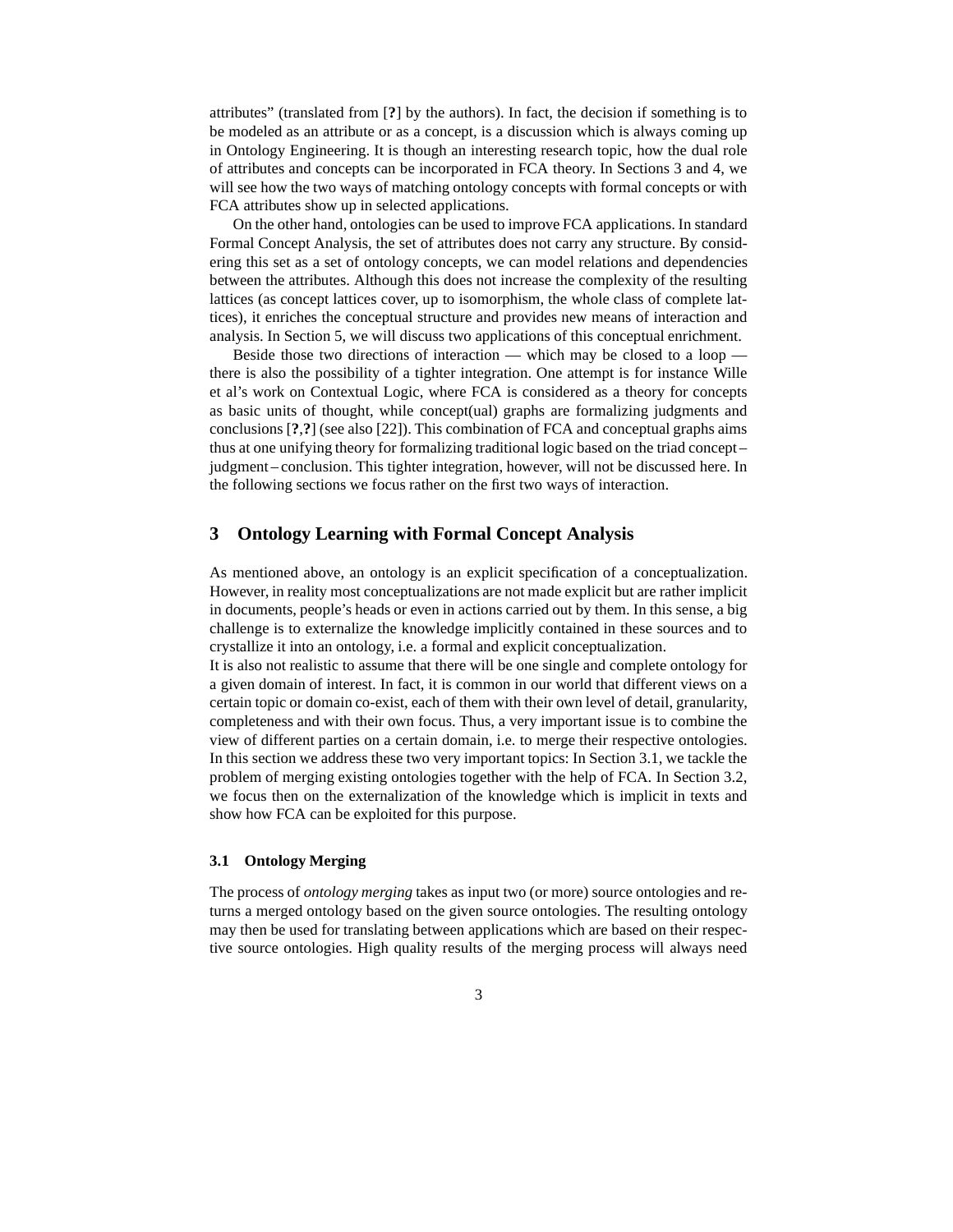attributes" (translated from [**?**] by the authors). In fact, the decision if something is to be modeled as an attribute or as a concept, is a discussion which is always coming up in Ontology Engineering. It is though an interesting research topic, how the dual role of attributes and concepts can be incorporated in FCA theory. In Sections 3 and 4, we will see how the two ways of matching ontology concepts with formal concepts or with FCA attributes show up in selected applications.

On the other hand, ontologies can be used to improve FCA applications. In standard Formal Concept Analysis, the set of attributes does not carry any structure. By considering this set as a set of ontology concepts, we can model relations and dependencies between the attributes. Although this does not increase the complexity of the resulting lattices (as concept lattices cover, up to isomorphism, the whole class of complete lattices), it enriches the conceptual structure and provides new means of interaction and analysis. In Section 5, we will discuss two applications of this conceptual enrichment.

Beside those two directions of interaction — which may be closed to a loop — there is also the possibility of a tighter integration. One attempt is for instance Wille et al's work on Contextual Logic, where FCA is considered as a theory for concepts as basic units of thought, while concept(ual) graphs are formalizing judgments and conclusions [**?**,**?**] (see also [22]). This combination of FCA and conceptual graphs aims thus at one unifying theory for formalizing traditional logic based on the triad concept – judgment – conclusion. This tighter integration, however, will not be discussed here. In the following sections we focus rather on the first two ways of interaction.

## 3 Ontology Learning with Formal Concept Analysis

As mentioned above, an ontology is an explicit specification of a conceptualization. However, in reality most conceptualizations are not made explicit but are rather implicit in documents, people's heads or even in actions carried out by them. In this sense, a big challenge is to externalize the knowledge implicitly contained in these sources and to crystallize it into an ontology, i.e. a formal and explicit conceptualization.

It is also not realistic to assume that there will be one single and complete ontology for a given domain of interest. In fact, it is common in our world that different views on a certain topic or domain co-exist, each of them with their own level of detail, granularity, completeness and with their own focus. Thus, a very important issue is to combine the view of different parties on a certain domain, i.e. to merge their respective ontologies. In this section we address these two very important topics: In Section 3.1, we tackle the problem of merging existing ontologies together with the help of FCA. In Section 3.2, we focus then on the externalization of the knowledge which is implicit in texts and show how FCA can be exploited for this purpose.

### 3.1 Ontology Merging

The process of *ontology merging* takes as input two (or more) source ontologies and returns a merged ontology based on the given source ontologies. The resulting ontology may then be used for translating between applications which are based on their respective source ontologies. High quality results of the merging process will always need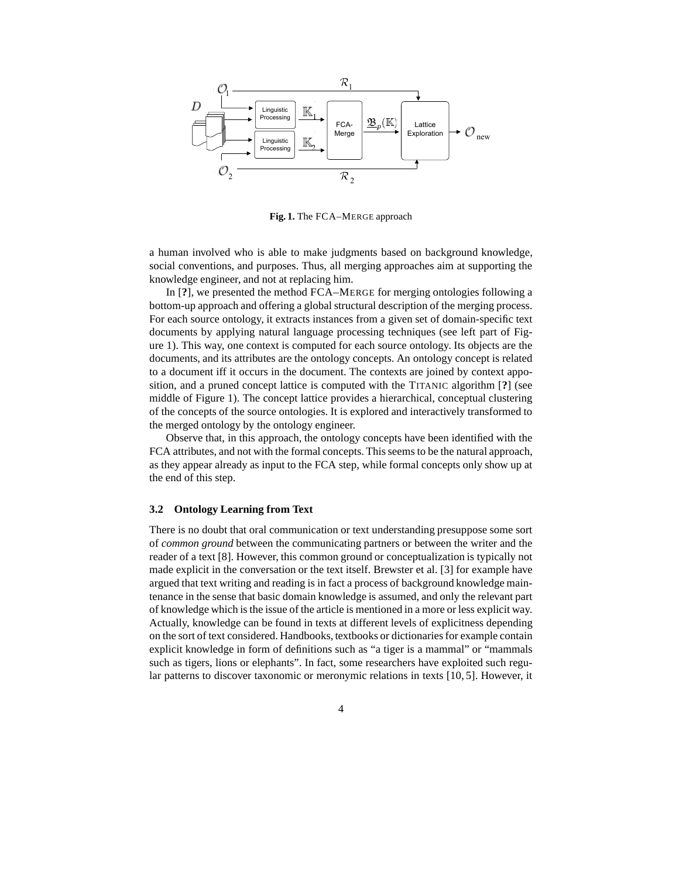**Fig. 1.** The FCA–MERGE approach

a human involved who is able to make judgments based on background knowledge, social conventions, and purposes. Thus, all merging approaches aim at supporting the knowledge engineer, and not at replacing him.

In [**?**], we presented the method FCA–MERGE for merging ontologies following a bottom-up approach and offering a global structural description of the merging process. For each source ontology, it extracts instances from a given set of domain-specific text documents by applying natural language processing techniques (see left part of Figure 1). This way, one context is computed for each source ontology. Its objects are the documents, and its attributes are the ontology concepts. An ontology concept is related to a document iff it occurs in the document. The contexts are joined by context apposition, and a pruned concept lattice is computed with the TITANIC algorithm [**?**] (see middle of Figure 1). The concept lattice provides a hierarchical, conceptual clustering of the concepts of the source ontologies. It is explored and interactively transformed to the merged ontology by the ontology engineer.

Observe that, in this approach, the ontology concepts have been identified with the FCA attributes, and not with the formal concepts. This seems to be the natural approach, as they appear already as input to the FCA step, while formal concepts only show up at the end of this step.

### 3.2 Ontology Learning from Text

There is no doubt that oral communication or text understanding presuppose some sort of *common ground* between the communicating partners or between the writer and the reader of a text [8]. However, this common ground or conceptualization is typically not made explicit in the conversation or the text itself. Brewster et al. [3] for example have argued that text writing and reading is in fact a process of background knowledge maintenance in the sense that basic domain knowledge is assumed, and only the relevant part of knowledge which is the issue of the article is mentioned in a more or less explicit way. Actually, knowledge can be found in texts at different levels of explicitness depending on the sort of text considered. Handbooks, textbooks or dictionaries for example contain explicit knowledge in form of definitions such as "a tiger is a mammal" or "mammals such as tigers, lions or elephants". In fact, some researchers have exploited such regular patterns to discover taxonomic or meronymic relations in texts [10, 5]. However, it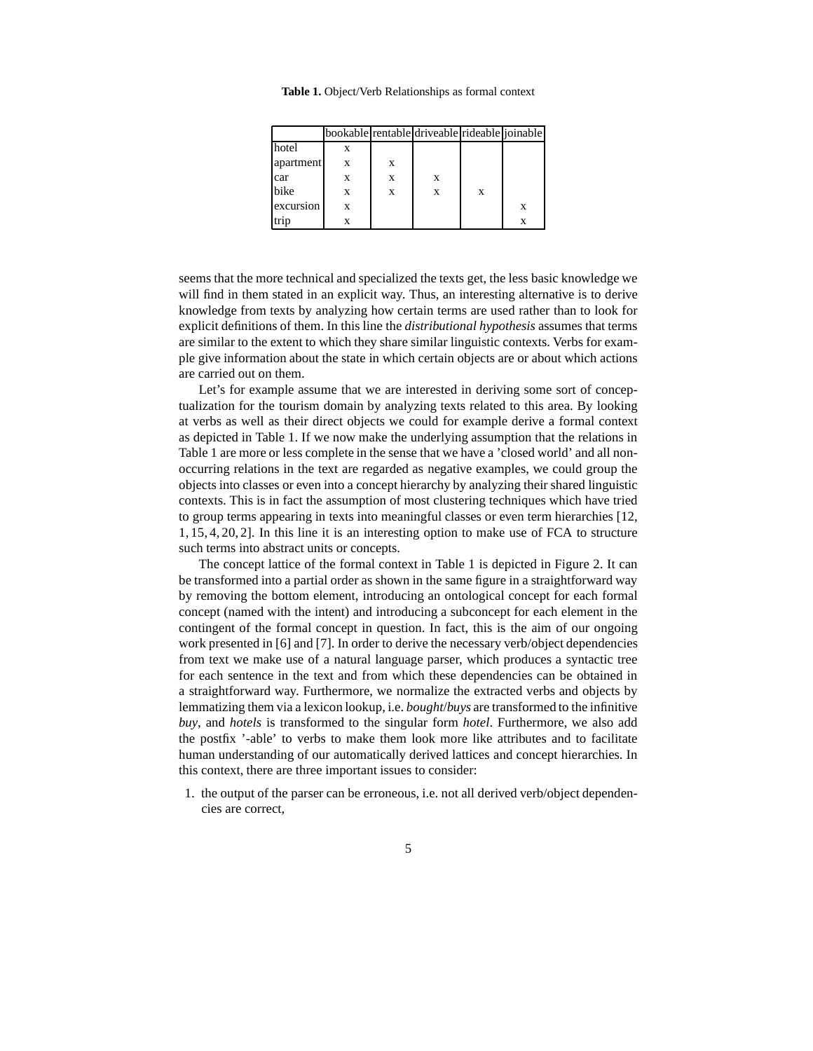**Table 1.** Object/Verb Relationships as formal context

| | bookable | rentable | driveable | rideable | joinable |
|---|---|---|---|---|---|
| hotel | x | | | | |
| apartment | x | x | | | |
| car | x | x | x | | |
| bike | x | x | x | x | |
| excursion | x | | | | x |
| trip | x | | | | x |

seems that the more technical and specialized the texts get, the less basic knowledge we will find in them stated in an explicit way. Thus, an interesting alternative is to derive knowledge from texts by analyzing how certain terms are used rather than to look for explicit definitions of them. In this line the *distributional hypothesis* assumes that terms are similar to the extent to which they share similar linguistic contexts. Verbs for example give information about the state in which certain objects are or about which actions are carried out on them.

Let's for example assume that we are interested in deriving some sort of conceptualization for the tourism domain by analyzing texts related to this area. By looking at verbs as well as their direct objects we could for example derive a formal context as depicted in Table 1. If we now make the underlying assumption that the relations in Table 1 are more or less complete in the sense that we have a 'closed world' and all non-occurring relations in the text are regarded as negative examples, we could group the objects into classes or even into a concept hierarchy by analyzing their shared linguistic contexts. This is in fact the assumption of most clustering techniques which have tried to group terms appearing in texts into meaningful classes or even term hierarchies [12, 1, 15, 4, 20, 2]. In this line it is an interesting option to make use of FCA to structure such terms into abstract units or concepts.

The concept lattice of the formal context in Table 1 is depicted in Figure 2. It can be transformed into a partial order as shown in the same figure in a straightforward way by removing the bottom element, introducing an ontological concept for each formal concept (named with the intent) and introducing a subconcept for each element in the contingent of the formal concept in question. In fact, this is the aim of our ongoing work presented in [6] and [7]. In order to derive the necessary verb/object dependencies from text we make use of a natural language parser, which produces a syntactic tree for each sentence in the text and from which these dependencies can be obtained in a straightforward way. Furthermore, we normalize the extracted verbs and objects by lemmatizing them via a lexicon lookup, i.e. *bought*/*buys* are transformed to the infinitive *buy*, and *hotels* is transformed to the singular form *hotel*. Furthermore, we also add the postfix '-able' to verbs to make them look more like attributes and to facilitate human understanding of our automatically derived lattices and concept hierarchies. In this context, there are three important issues to consider:

1. the output of the parser can be erroneous, i.e. not all derived verb/object dependencies are correct,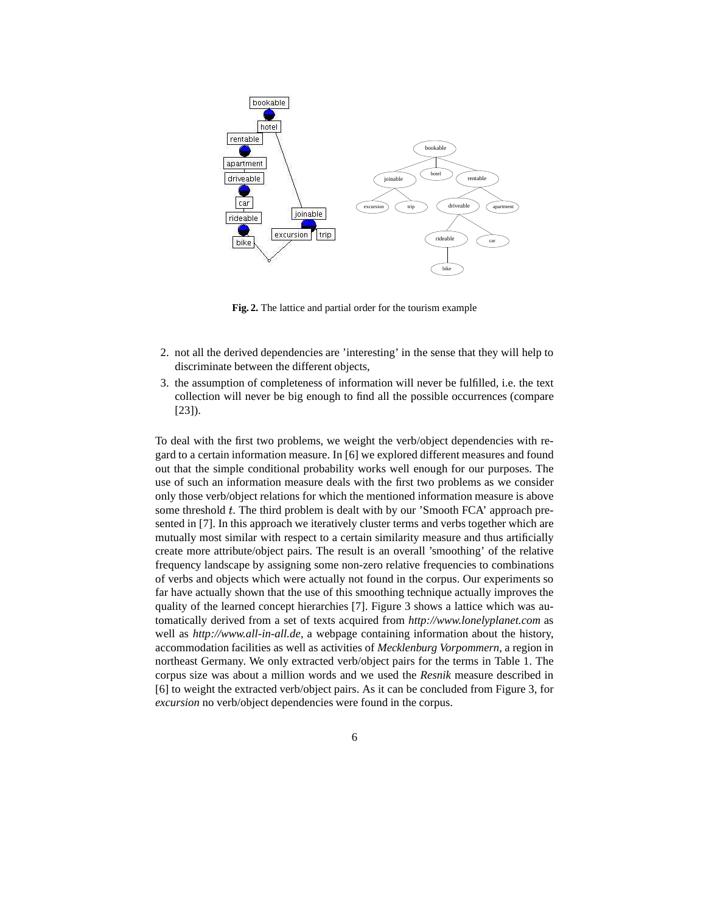**Fig. 2.** The lattice and partial order for the tourism example

2. not all the derived dependencies are 'interesting' in the sense that they will help to discriminate between the different objects,
3. the assumption of completeness of information will never be fulfilled, i.e. the text collection will never be big enough to find all the possible occurrences (compare [23]).

To deal with the first two problems, we weight the verb/object dependencies with regard to a certain information measure. In [6] we explored different measures and found out that the simple conditional probability works well enough for our purposes. The use of such an information measure deals with the first two problems as we consider only those verb/object relations for which the mentioned information measure is above some threshold $t$. The third problem is dealt with by our 'Smooth FCA' approach presented in [7]. In this approach we iteratively cluster terms and verbs together which are mutually most similar with respect to a certain similarity measure and thus artificially create more attribute/object pairs. The result is an overall 'smoothing' of the relative frequency landscape by assigning some non-zero relative frequencies to combinations of verbs and objects which were actually not found in the corpus. Our experiments so far have actually shown that the use of this smoothing technique actually improves the quality of the learned concept hierarchies [7]. Figure 3 shows a lattice which was automatically derived from a set of texts acquired from *http://www.lonelyplanet.com* as well as *http://www.all-in-all.de*, a webpage containing information about the history, accommodation facilities as well as activities of *Mecklenburg Vorpommern*, a region in northeast Germany. We only extracted verb/object pairs for the terms in Table 1. The corpus size was about a million words and we used the *Resnik* measure described in [6] to weight the extracted verb/object pairs. As it can be concluded from Figure 3, for *excursion* no verb/object dependencies were found in the corpus.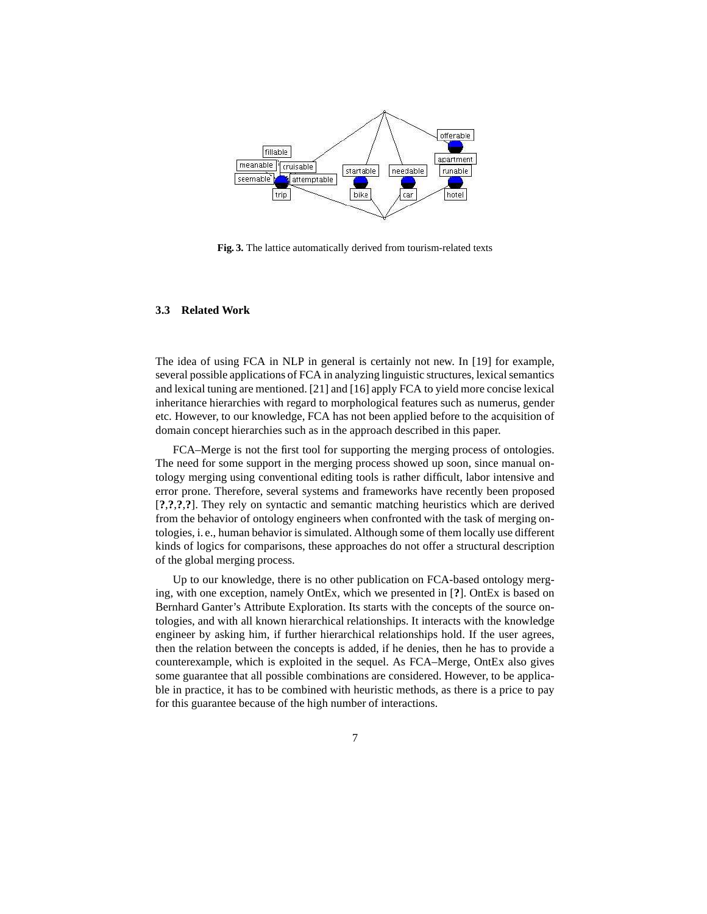fillable

meanable

cruisable

seemable

attemptable

trip

startable

bike

needable

car

offerable

apartment

runable

hotel

**Fig. 3.** The lattice automatically derived from tourism-related texts

### 3.3 Related Work

The idea of using FCA in NLP in general is certainly not new. In [19] for example, several possible applications of FCA in analyzing linguistic structures, lexical semantics and lexical tuning are mentioned. [21] and [16] apply FCA to yield more concise lexical inheritance hierarchies with regard to morphological features such as numerus, gender etc. However, to our knowledge, FCA has not been applied before to the acquisition of domain concept hierarchies such as in the approach described in this paper.

FCA–Merge is not the first tool for supporting the merging process of ontologies. The need for some support in the merging process showed up soon, since manual ontology merging using conventional editing tools is rather difficult, labor intensive and error prone. Therefore, several systems and frameworks have recently been proposed [**?**,**?**,**?**,**?**]. They rely on syntactic and semantic matching heuristics which are derived from the behavior of ontology engineers when confronted with the task of merging ontologies, i. e., human behavior is simulated. Although some of them locally use different kinds of logics for comparisons, these approaches do not offer a structural description of the global merging process.

Up to our knowledge, there is no other publication on FCA-based ontology merging, with one exception, namely OntEx, which we presented in [**?**]. OntEx is based on Bernhard Ganter's Attribute Exploration. Its starts with the concepts of the source ontologies, and with all known hierarchical relationships. It interacts with the knowledge engineer by asking him, if further hierarchical relationships hold. If the user agrees, then the relation between the concepts is added, if he denies, then he has to provide a counterexample, which is exploited in the sequel. As FCA–Merge, OntEx also gives some guarantee that all possible combinations are considered. However, to be applicable in practice, it has to be combined with heuristic methods, as there is a price to pay for this guarantee because of the high number of interactions.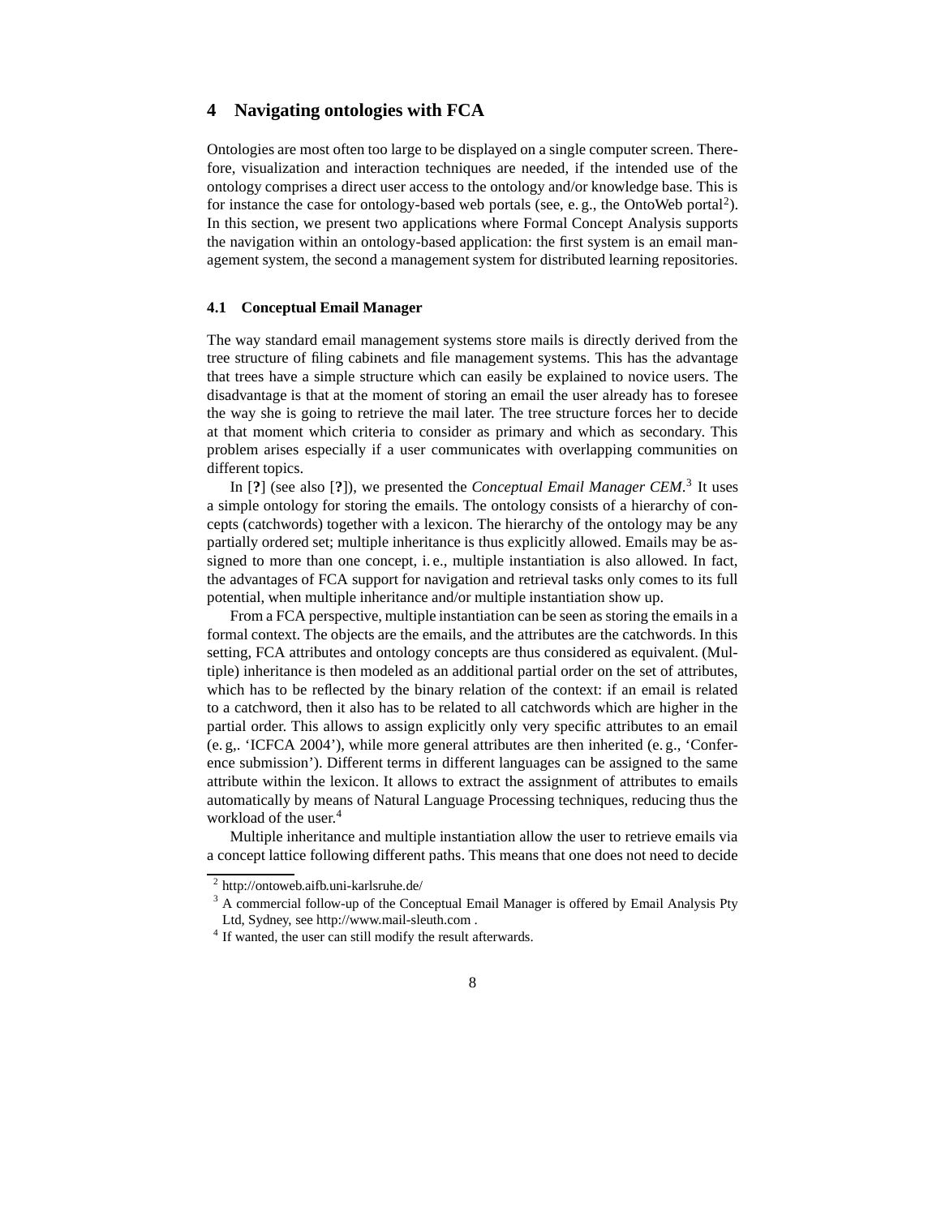## 4 Navigating ontologies with FCA

Ontologies are most often too large to be displayed on a single computer screen. Therefore, visualization and interaction techniques are needed, if the intended use of the ontology comprises a direct user access to the ontology and/or knowledge base. This is for instance the case for ontology-based web portals (see, e. g., the OntoWeb portal[2]). In this section, we present two applications where Formal Concept Analysis supports the navigation within an ontology-based application: the first system is an email management system, the second a management system for distributed learning repositories.

### 4.1 Conceptual Email Manager

The way standard email management systems store mails is directly derived from the tree structure of filing cabinets and file management systems. This has the advantage that trees have a simple structure which can easily be explained to novice users. The disadvantage is that at the moment of storing an email the user already has to foresee the way she is going to retrieve the mail later. The tree structure forces her to decide at that moment which criteria to consider as primary and which as secondary. This problem arises especially if a user communicates with overlapping communities on different topics.

In [**?**] (see also [**?**]), we presented the *Conceptual Email Manager CEM*.[3] It uses a simple ontology for storing the emails. The ontology consists of a hierarchy of concepts (catchwords) together with a lexicon. The hierarchy of the ontology may be any partially ordered set; multiple inheritance is thus explicitly allowed. Emails may be assigned to more than one concept, i. e., multiple instantiation is also allowed. In fact, the advantages of FCA support for navigation and retrieval tasks only comes to its full potential, when multiple inheritance and/or multiple instantiation show up.

From a FCA perspective, multiple instantiation can be seen as storing the emails in a formal context. The objects are the emails, and the attributes are the catchwords. In this setting, FCA attributes and ontology concepts are thus considered as equivalent. (Multiple) inheritance is then modeled as an additional partial order on the set of attributes, which has to be reflected by the binary relation of the context: if an email is related to a catchword, then it also has to be related to all catchwords which are higher in the partial order. This allows to assign explicitly only very specific attributes to an email (e. g,. 'ICFCA 2004'), while more general attributes are then inherited (e. g., 'Conference submission'). Different terms in different languages can be assigned to the same attribute within the lexicon. It allows to extract the assignment of attributes to emails automatically by means of Natural Language Processing techniques, reducing thus the workload of the user.[4]

Multiple inheritance and multiple instantiation allow the user to retrieve emails via a concept lattice following different paths. This means that one does not need to decide

---

[2] http://ontoweb.aifb.uni-karlsruhe.de/

[3] A commercial follow-up of the Conceptual Email Manager is offered by Email Analysis Pty Ltd, Sydney, see http://www.mail-sleuth.com .

[4] If wanted, the user can still modify the result afterwards.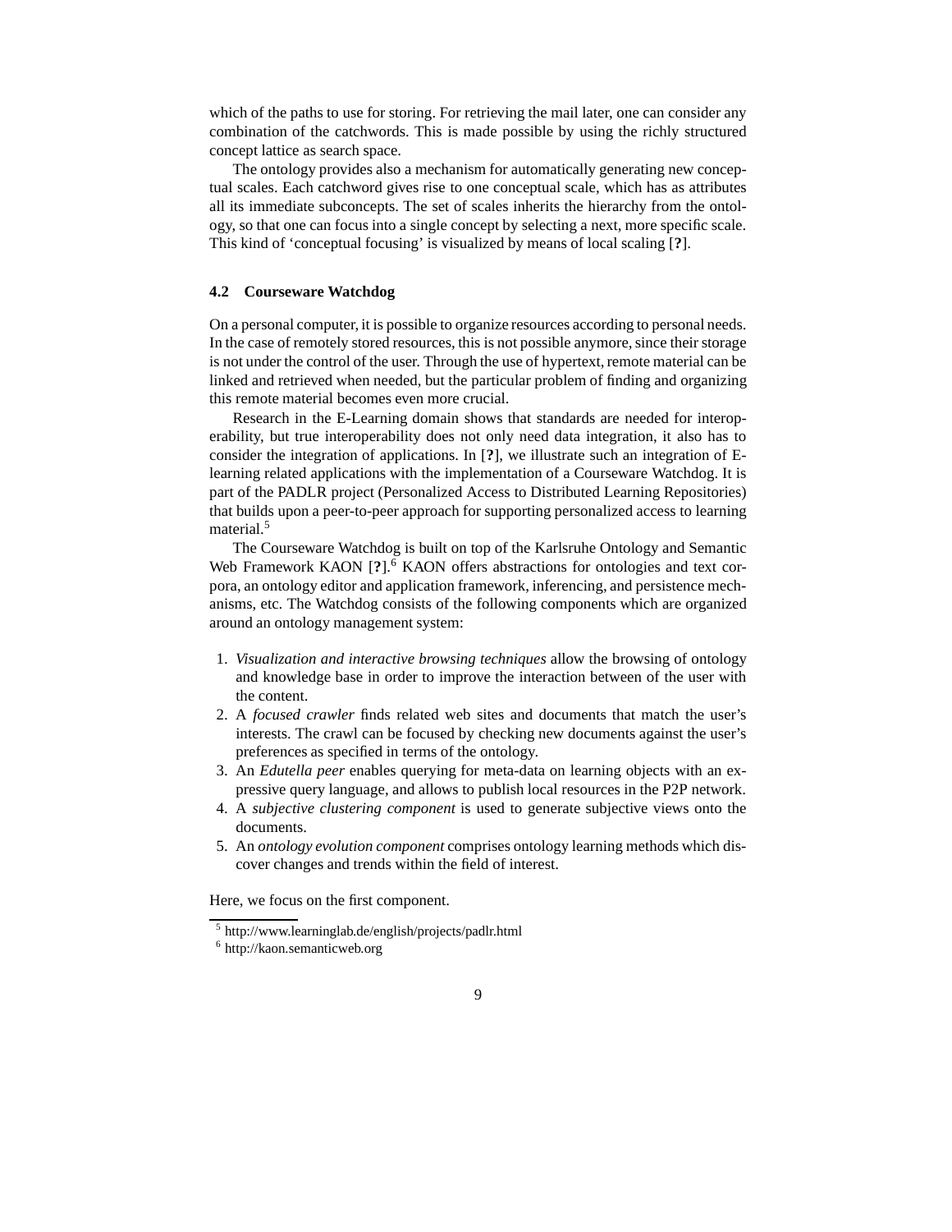which of the paths to use for storing. For retrieving the mail later, one can consider any combination of the catchwords. This is made possible by using the richly structured concept lattice as search space.

The ontology provides also a mechanism for automatically generating new conceptual scales. Each catchword gives rise to one conceptual scale, which has as attributes all its immediate subconcepts. The set of scales inherits the hierarchy from the ontology, so that one can focus into a single concept by selecting a next, more specific scale. This kind of 'conceptual focusing' is visualized by means of local scaling [**?**].

### 4.2 Courseware Watchdog

On a personal computer, it is possible to organize resources according to personal needs. In the case of remotely stored resources, this is not possible anymore, since their storage is not under the control of the user. Through the use of hypertext, remote material can be linked and retrieved when needed, but the particular problem of finding and organizing this remote material becomes even more crucial.

Research in the E-Learning domain shows that standards are needed for interoperability, but true interoperability does not only need data integration, it also has to consider the integration of applications. In [**?**], we illustrate such an integration of E-learning related applications with the implementation of a Courseware Watchdog. It is part of the PADLR project (Personalized Access to Distributed Learning Repositories) that builds upon a peer-to-peer approach for supporting personalized access to learning material.[5]

The Courseware Watchdog is built on top of the Karlsruhe Ontology and Semantic Web Framework KAON [**?**].[6] KAON offers abstractions for ontologies and text corpora, an ontology editor and application framework, inferencing, and persistence mechanisms, etc. The Watchdog consists of the following components which are organized around an ontology management system:

1. *Visualization and interactive browsing techniques* allow the browsing of ontology and knowledge base in order to improve the interaction between of the user with the content.
2. A *focused crawler* finds related web sites and documents that match the user's interests. The crawl can be focused by checking new documents against the user's preferences as specified in terms of the ontology.
3. An *Edutella peer* enables querying for meta-data on learning objects with an expressive query language, and allows to publish local resources in the P2P network.
4. A *subjective clustering component* is used to generate subjective views onto the documents.
5. An *ontology evolution component* comprises ontology learning methods which discover changes and trends within the field of interest.

Here, we focus on the first component.

[5] http://www.learninglab.de/english/projects/padlr.html

[6] http://kaon.semanticweb.org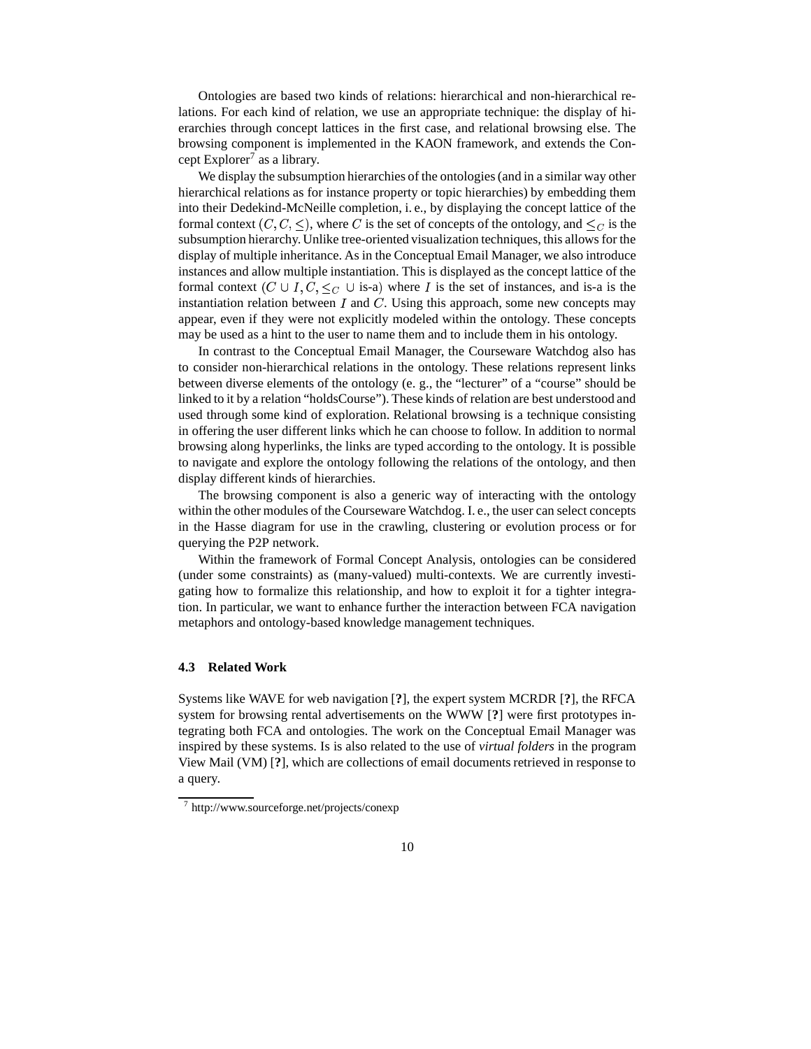Ontologies are based two kinds of relations: hierarchical and non-hierarchical relations. For each kind of relation, we use an appropriate technique: the display of hierarchies through concept lattices in the first case, and relational browsing else. The browsing component is implemented in the KAON framework, and extends the Concept Explorer[7] as a library.

We display the subsumption hierarchies of the ontologies (and in a similar way other hierarchical relations as for instance property or topic hierarchies) by embedding them into their Dedekind-McNeille completion, i. e., by displaying the concept lattice of the formal context $(C, C, \leq)$, where $C$ is the set of concepts of the ontology, and $\leq_C$ is the subsumption hierarchy. Unlike tree-oriented visualization techniques, this allows for the display of multiple inheritance. As in the Conceptual Email Manager, we also introduce instances and allow multiple instantiation. This is displayed as the concept lattice of the formal context $(C \cup I, C, \leq_C \cup \text{ is-a})$ where $I$ is the set of instances, and is-a is the instantiation relation between $I$ and $C$. Using this approach, some new concepts may appear, even if they were not explicitly modeled within the ontology. These concepts may be used as a hint to the user to name them and to include them in his ontology.

In contrast to the Conceptual Email Manager, the Courseware Watchdog also has to consider non-hierarchical relations in the ontology. These relations represent links between diverse elements of the ontology (e. g., the "lecturer" of a "course" should be linked to it by a relation "holdsCourse"). These kinds of relation are best understood and used through some kind of exploration. Relational browsing is a technique consisting in offering the user different links which he can choose to follow. In addition to normal browsing along hyperlinks, the links are typed according to the ontology. It is possible to navigate and explore the ontology following the relations of the ontology, and then display different kinds of hierarchies.

The browsing component is also a generic way of interacting with the ontology within the other modules of the Courseware Watchdog. I. e., the user can select concepts in the Hasse diagram for use in the crawling, clustering or evolution process or for querying the P2P network.

Within the framework of Formal Concept Analysis, ontologies can be considered (under some constraints) as (many-valued) multi-contexts. We are currently investigating how to formalize this relationship, and how to exploit it for a tighter integration. In particular, we want to enhance further the interaction between FCA navigation metaphors and ontology-based knowledge management techniques.

### 4.3 Related Work

Systems like WAVE for web navigation [**?**], the expert system MCRDR [**?**], the RFCA system for browsing rental advertisements on the WWW [**?**] were first prototypes integrating both FCA and ontologies. The work on the Conceptual Email Manager was inspired by these systems. Is is also related to the use of *virtual folders* in the program View Mail (VM) [**?**], which are collections of email documents retrieved in response to a query.

[7] http://www.sourceforge.net/projects/conexp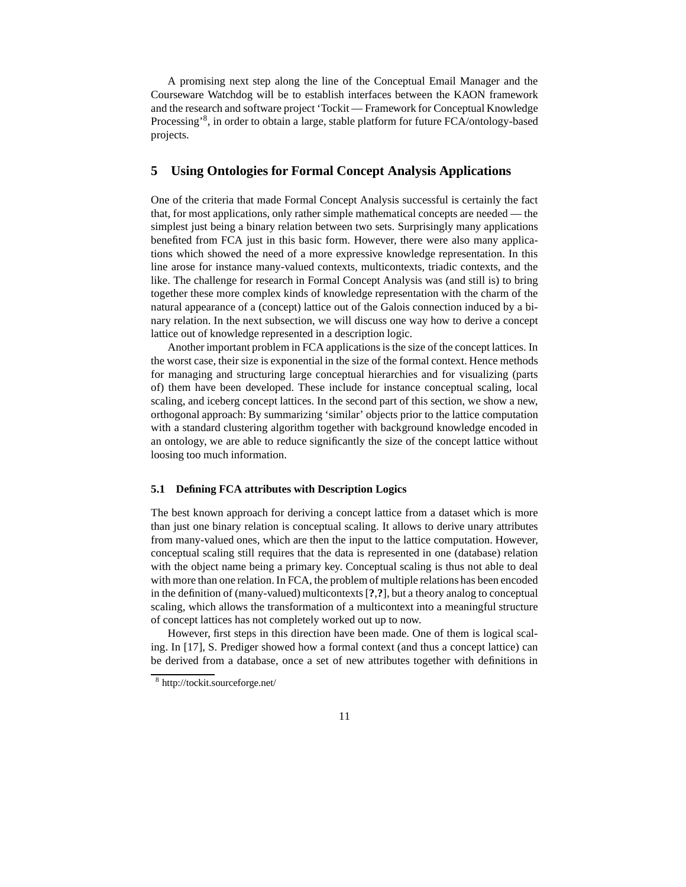A promising next step along the line of the Conceptual Email Manager and the Courseware Watchdog will be to establish interfaces between the KAON framework and the research and software project 'Tockit — Framework for Conceptual Knowledge Processing'[8], in order to obtain a large, stable platform for future FCA/ontology-based projects.

## 5 Using Ontologies for Formal Concept Analysis Applications

One of the criteria that made Formal Concept Analysis successful is certainly the fact that, for most applications, only rather simple mathematical concepts are needed — the simplest just being a binary relation between two sets. Surprisingly many applications benefited from FCA just in this basic form. However, there were also many applications which showed the need of a more expressive knowledge representation. In this line arose for instance many-valued contexts, multicontexts, triadic contexts, and the like. The challenge for research in Formal Concept Analysis was (and still is) to bring together these more complex kinds of knowledge representation with the charm of the natural appearance of a (concept) lattice out of the Galois connection induced by a binary relation. In the next subsection, we will discuss one way how to derive a concept lattice out of knowledge represented in a description logic.

Another important problem in FCA applications is the size of the concept lattices. In the worst case, their size is exponential in the size of the formal context. Hence methods for managing and structuring large conceptual hierarchies and for visualizing (parts of) them have been developed. These include for instance conceptual scaling, local scaling, and iceberg concept lattices. In the second part of this section, we show a new, orthogonal approach: By summarizing 'similar' objects prior to the lattice computation with a standard clustering algorithm together with background knowledge encoded in an ontology, we are able to reduce significantly the size of the concept lattice without loosing too much information.

### 5.1 Defining FCA attributes with Description Logics

The best known approach for deriving a concept lattice from a dataset which is more than just one binary relation is conceptual scaling. It allows to derive unary attributes from many-valued ones, which are then the input to the lattice computation. However, conceptual scaling still requires that the data is represented in one (database) relation with the object name being a primary key. Conceptual scaling is thus not able to deal with more than one relation. In FCA, the problem of multiple relations has been encoded in the definition of (many-valued) multicontexts [**?**,**?**], but a theory analog to conceptual scaling, which allows the transformation of a multicontext into a meaningful structure of concept lattices has not completely worked out up to now.

However, first steps in this direction have been made. One of them is logical scaling. In [17], S. Prediger showed how a formal context (and thus a concept lattice) can be derived from a database, once a set of new attributes together with definitions in

[8] http://tockit.sourceforge.net/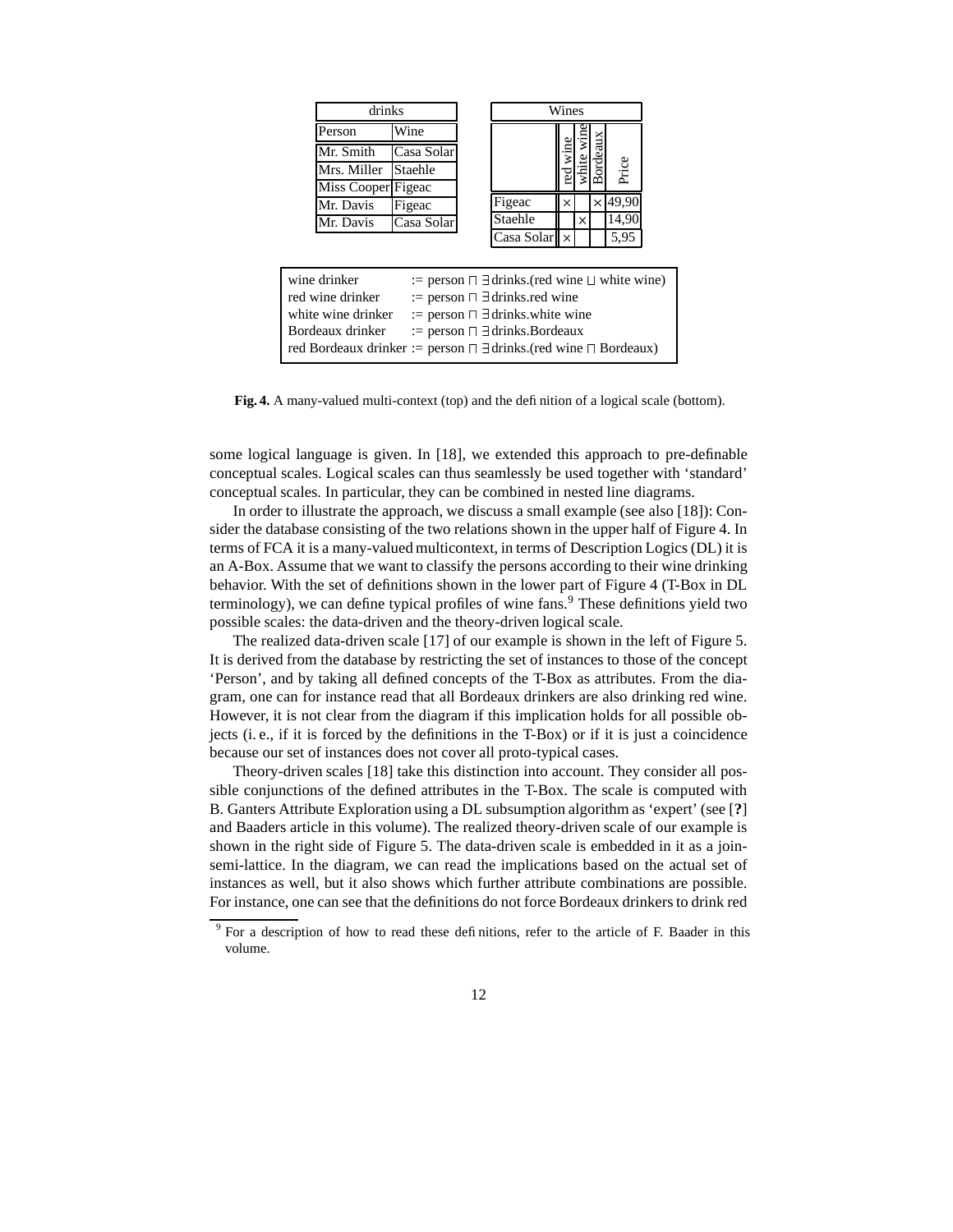| drinks | |
|---|---|
| Person | Wine |
| Mr. Smith | Casa Solar |
| Mrs. Miller | Staehle |
| Miss Cooper | Figeac |
| Mr. Davis | Figeac |
| Mr. Davis | Casa Solar |

| Wines | red wine | white wine | Bordeaux | Price |
|---|---|---|---|---|
| Figeac | × | | × | 49,90 |
| Staehle | | × | | 14,90 |
| Casa Solar | × | | | 5,95 |

| | |
|---|---|
| wine drinker | $:=$ person $\sqcap$ $\exists$drinks.(red wine $\sqcup$ white wine) |
| red wine drinker | $:=$ person $\sqcap$ $\exists$drinks.red wine |
| white wine drinker | $:=$ person $\sqcap$ $\exists$drinks.white wine |
| Bordeaux drinker | $:=$ person $\sqcap$ $\exists$drinks.Bordeaux |
| red Bordeaux drinker | $:=$ person $\sqcap$ $\exists$drinks.(red wine $\sqcap$ Bordeaux) |

**Fig. 4.** A many-valued multi-context (top) and the definition of a logical scale (bottom).

some logical language is given. In [18], we extended this approach to pre-definable conceptual scales. Logical scales can thus seamlessly be used together with 'standard' conceptual scales. In particular, they can be combined in nested line diagrams.

In order to illustrate the approach, we discuss a small example (see also [18]): Consider the database consisting of the two relations shown in the upper half of Figure 4. In terms of FCA it is a many-valued multicontext, in terms of Description Logics (DL) it is an A-Box. Assume that we want to classify the persons according to their wine drinking behavior. With the set of definitions shown in the lower part of Figure 4 (T-Box in DL terminology), we can define typical profiles of wine fans.[9] These definitions yield two possible scales: the data-driven and the theory-driven logical scale.

The realized data-driven scale [17] of our example is shown in the left of Figure 5. It is derived from the database by restricting the set of instances to those of the concept 'Person', and by taking all defined concepts of the T-Box as attributes. From the diagram, one can for instance read that all Bordeaux drinkers are also drinking red wine. However, it is not clear from the diagram if this implication holds for all possible objects (i. e., if it is forced by the definitions in the T-Box) or if it is just a coincidence because our set of instances does not cover all proto-typical cases.

Theory-driven scales [18] take this distinction into account. They consider all possible conjunctions of the defined attributes in the T-Box. The scale is computed with B. Ganters Attribute Exploration using a DL subsumption algorithm as 'expert' (see [**?**] and Baaders article in this volume). The realized theory-driven scale of our example is shown in the right side of Figure 5. The data-driven scale is embedded in it as a join-semi-lattice. In the diagram, we can read the implications based on the actual set of instances as well, but it also shows which further attribute combinations are possible. For instance, one can see that the definitions do not force Bordeaux drinkers to drink red

[9] For a description of how to read these definitions, refer to the article of F. Baader in this volume.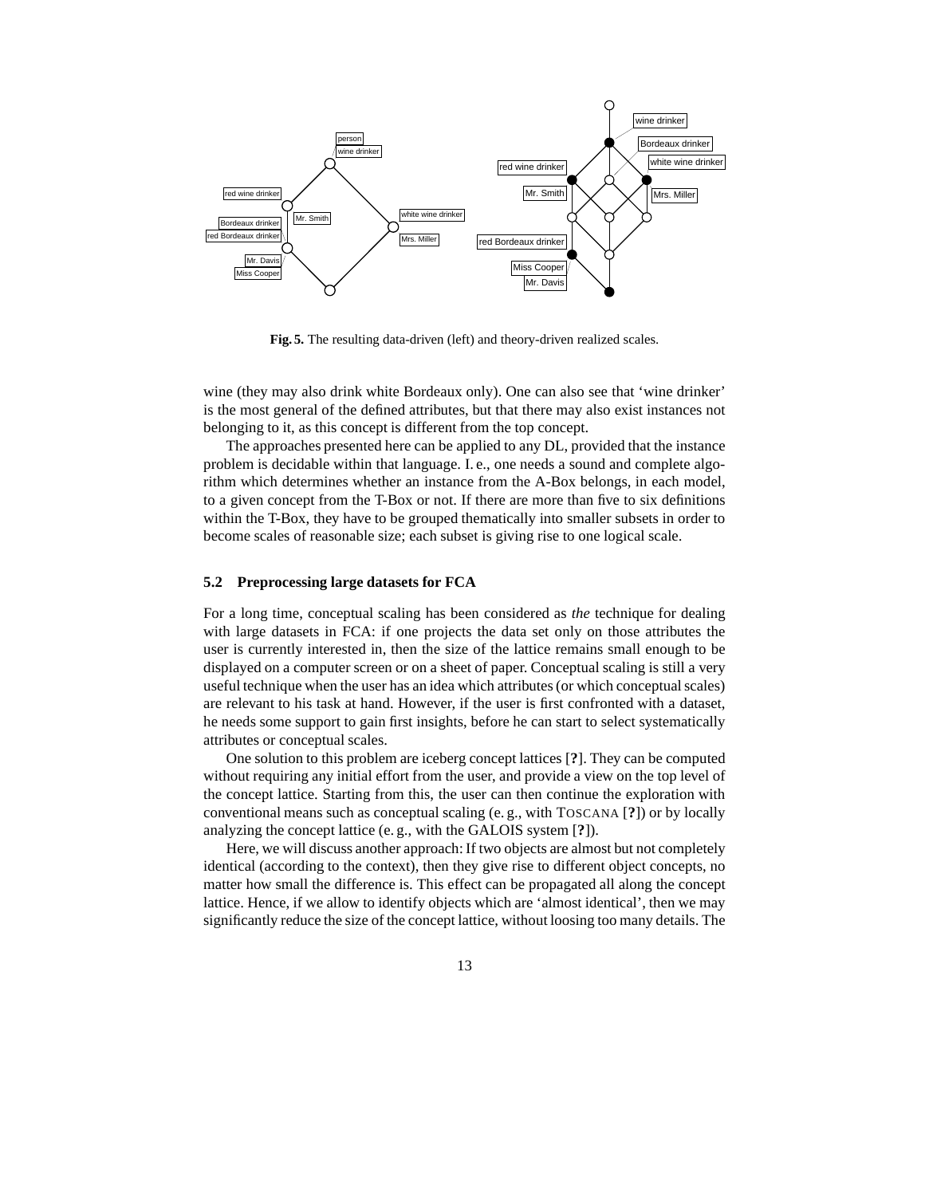**Fig. 5.** The resulting data-driven (left) and theory-driven realized scales.

wine (they may also drink white Bordeaux only). One can also see that 'wine drinker' is the most general of the defined attributes, but that there may also exist instances not belonging to it, as this concept is different from the top concept.

The approaches presented here can be applied to any DL, provided that the instance problem is decidable within that language. I. e., one needs a sound and complete algorithm which determines whether an instance from the A-Box belongs, in each model, to a given concept from the T-Box or not. If there are more than five to six definitions within the T-Box, they have to be grouped thematically into smaller subsets in order to become scales of reasonable size; each subset is giving rise to one logical scale.

### 5.2 Preprocessing large datasets for FCA

For a long time, conceptual scaling has been considered as *the* technique for dealing with large datasets in FCA: if one projects the data set only on those attributes the user is currently interested in, then the size of the lattice remains small enough to be displayed on a computer screen or on a sheet of paper. Conceptual scaling is still a very useful technique when the user has an idea which attributes (or which conceptual scales) are relevant to his task at hand. However, if the user is first confronted with a dataset, he needs some support to gain first insights, before he can start to select systematically attributes or conceptual scales.

One solution to this problem are iceberg concept lattices [**?**]. They can be computed without requiring any initial effort from the user, and provide a view on the top level of the concept lattice. Starting from this, the user can then continue the exploration with conventional means such as conceptual scaling (e. g., with TOSCANA [**?**]) or by locally analyzing the concept lattice (e. g., with the GALOIS system [**?**]).

Here, we will discuss another approach: If two objects are almost but not completely identical (according to the context), then they give rise to different object concepts, no matter how small the difference is. This effect can be propagated all along the concept lattice. Hence, if we allow to identify objects which are 'almost identical', then we may significantly reduce the size of the concept lattice, without loosing too many details. The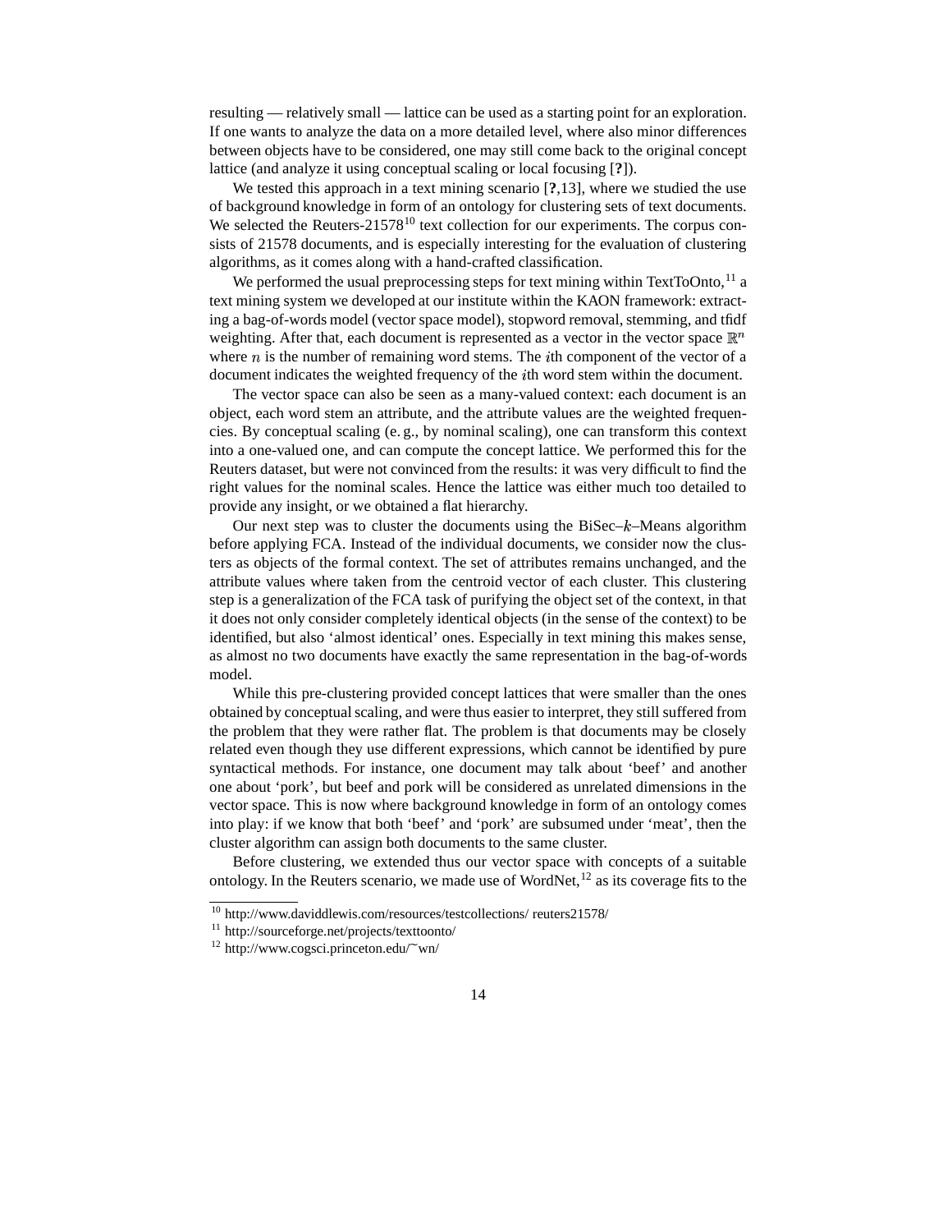resulting — relatively small — lattice can be used as a starting point for an exploration. If one wants to analyze the data on a more detailed level, where also minor differences between objects have to be considered, one may still come back to the original concept lattice (and analyze it using conceptual scaling or local focusing [**?**]).

We tested this approach in a text mining scenario [**?**,13], where we studied the use of background knowledge in form of an ontology for clustering sets of text documents. We selected the Reuters-21578[10] text collection for our experiments. The corpus consists of 21578 documents, and is especially interesting for the evaluation of clustering algorithms, as it comes along with a hand-crafted classification.

We performed the usual preprocessing steps for text mining within TextToOnto,[11] a text mining system we developed at our institute within the KAON framework: extracting a bag-of-words model (vector space model), stopword removal, stemming, and tfidf weighting. After that, each document is represented as a vector in the vector space $\mathbb{R}^n$ where $n$ is the number of remaining word stems. The $i$th component of the vector of a document indicates the weighted frequency of the $i$th word stem within the document.

The vector space can also be seen as a many-valued context: each document is an object, each word stem an attribute, and the attribute values are the weighted frequencies. By conceptual scaling (e. g., by nominal scaling), one can transform this context into a one-valued one, and can compute the concept lattice. We performed this for the Reuters dataset, but were not convinced from the results: it was very difficult to find the right values for the nominal scales. Hence the lattice was either much too detailed to provide any insight, or we obtained a flat hierarchy.

Our next step was to cluster the documents using the BiSec–$k$–Means algorithm before applying FCA. Instead of the individual documents, we consider now the clusters as objects of the formal context. The set of attributes remains unchanged, and the attribute values where taken from the centroid vector of each cluster. This clustering step is a generalization of the FCA task of purifying the object set of the context, in that it does not only consider completely identical objects (in the sense of the context) to be identified, but also 'almost identical' ones. Especially in text mining this makes sense, as almost no two documents have exactly the same representation in the bag-of-words model.

While this pre-clustering provided concept lattices that were smaller than the ones obtained by conceptual scaling, and were thus easier to interpret, they still suffered from the problem that they were rather flat. The problem is that documents may be closely related even though they use different expressions, which cannot be identified by pure syntactical methods. For instance, one document may talk about 'beef' and another one about 'pork', but beef and pork will be considered as unrelated dimensions in the vector space. This is now where background knowledge in form of an ontology comes into play: if we know that both 'beef' and 'pork' are subsumed under 'meat', then the cluster algorithm can assign both documents to the same cluster.

Before clustering, we extended thus our vector space with concepts of a suitable ontology. In the Reuters scenario, we made use of WordNet,[12] as its coverage fits to the

---

[10] http://www.daviddlewis.com/resources/testcollections/ reuters21578/

[11] http://sourceforge.net/projects/texttoonto/

[12] http://www.cogsci.princeton.edu/~wn/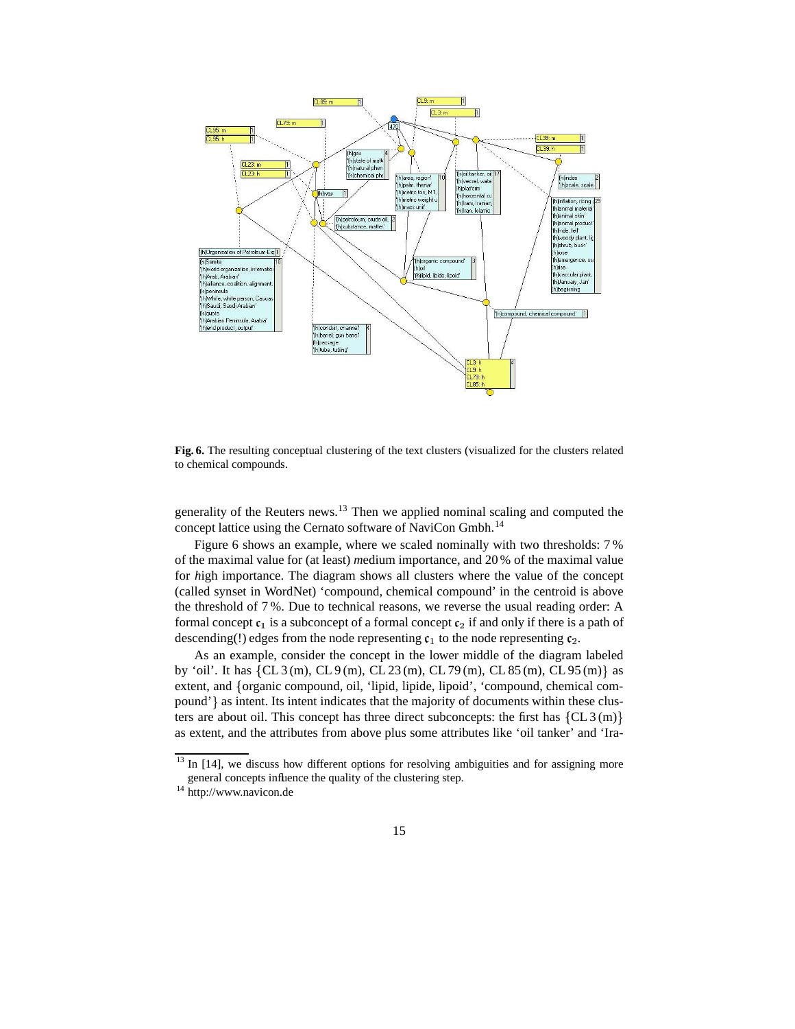**Fig. 6.** The resulting conceptual clustering of the text clusters (visualized for the clusters related to chemical compounds.

generality of the Reuters news.[13] Then we applied nominal scaling and computed the concept lattice using the Cernato software of NaviCon Gmbh.[14]

Figure 6 shows an example, where we scaled nominally with two thresholds: 7 % of the maximal value for (at least) *m*edium importance, and 20 % of the maximal value for *h*igh importance. The diagram shows all clusters where the value of the concept (called synset in WordNet) 'compound, chemical compound' in the centroid is above the threshold of 7 %. Due to technical reasons, we reverse the usual reading order: A formal concept $\mathfrak{c}_1$ is a subconcept of a formal concept $\mathfrak{c}_2$ if and only if there is a path of descending(!) edges from the node representing $\mathfrak{c}_1$ to the node representing $\mathfrak{c}_2$.

As an example, consider the concept in the lower middle of the diagram labeled by 'oil'. It has {CL 3 (m), CL 9 (m), CL 23 (m), CL 79 (m), CL 85 (m), CL 95 (m)} as extent, and {organic compound, oil, 'lipid, lipide, lipoid', 'compound, chemical compound'} as intent. Its intent indicates that the majority of documents within these clusters are about oil. This concept has three direct subconcepts: the first has {CL 3 (m)} as extent, and the attributes from above plus some attributes like 'oil tanker' and 'Ira-

[13] In [14], we discuss how different options for resolving ambiguities and for assigning more general concepts influence the quality of the clustering step.

[14] http://www.navicon.de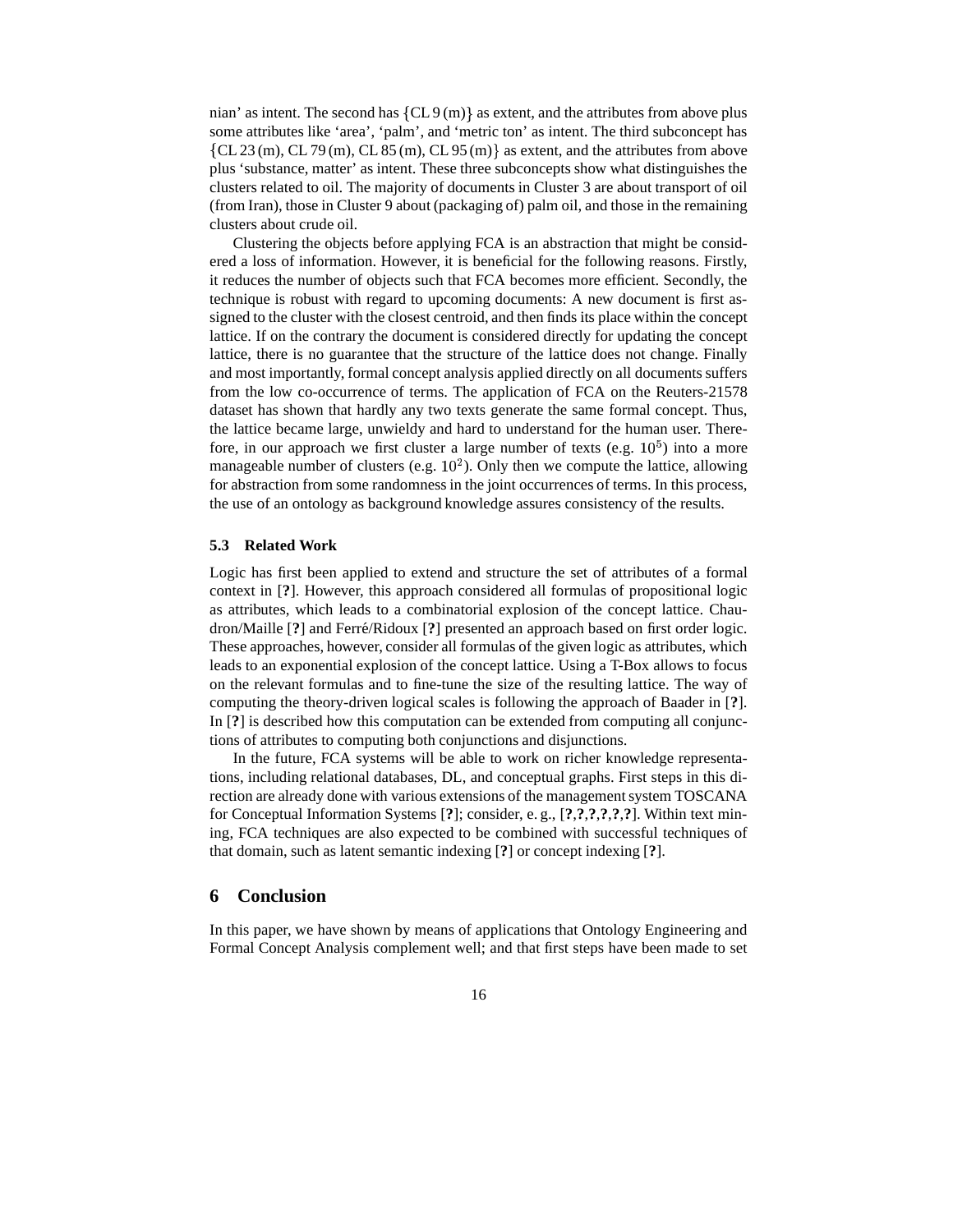nian' as intent. The second has $\{$CL 9 (m)$\}$ as extent, and the attributes from above plus some attributes like 'area', 'palm', and 'metric ton' as intent. The third subconcept has $\{$CL 23 (m), CL 79 (m), CL 85 (m), CL 95 (m)$\}$ as extent, and the attributes from above plus 'substance, matter' as intent. These three subconcepts show what distinguishes the clusters related to oil. The majority of documents in Cluster 3 are about transport of oil (from Iran), those in Cluster 9 about (packaging of) palm oil, and those in the remaining clusters about crude oil.

Clustering the objects before applying FCA is an abstraction that might be considered a loss of information. However, it is beneficial for the following reasons. Firstly, it reduces the number of objects such that FCA becomes more efficient. Secondly, the technique is robust with regard to upcoming documents: A new document is first assigned to the cluster with the closest centroid, and then finds its place within the concept lattice. If on the contrary the document is considered directly for updating the concept lattice, there is no guarantee that the structure of the lattice does not change. Finally and most importantly, formal concept analysis applied directly on all documents suffers from the low co-occurrence of terms. The application of FCA on the Reuters-21578 dataset has shown that hardly any two texts generate the same formal concept. Thus, the lattice became large, unwieldy and hard to understand for the human user. Therefore, in our approach we first cluster a large number of texts (e.g. $10^5$) into a more manageable number of clusters (e.g. $10^2$). Only then we compute the lattice, allowing for abstraction from some randomness in the joint occurrences of terms. In this process, the use of an ontology as background knowledge assures consistency of the results.

### 5.3 Related Work

Logic has first been applied to extend and structure the set of attributes of a formal context in [**?**]. However, this approach considered all formulas of propositional logic as attributes, which leads to a combinatorial explosion of the concept lattice. Chaudron/Maille [**?**] and Ferré/Ridoux [**?**] presented an approach based on first order logic. These approaches, however, consider all formulas of the given logic as attributes, which leads to an exponential explosion of the concept lattice. Using a T-Box allows to focus on the relevant formulas and to fine-tune the size of the resulting lattice. The way of computing the theory-driven logical scales is following the approach of Baader in [**?**]. In [**?**] is described how this computation can be extended from computing all conjunctions of attributes to computing both conjunctions and disjunctions.

In the future, FCA systems will be able to work on richer knowledge representations, including relational databases, DL, and conceptual graphs. First steps in this direction are already done with various extensions of the management system TOSCANA for Conceptual Information Systems [**?**]; consider, e. g., [**?**,**?**,**?**,**?**,**?**,**?**]. Within text mining, FCA techniques are also expected to be combined with successful techniques of that domain, such as latent semantic indexing [**?**] or concept indexing [**?**].

## 6 Conclusion

In this paper, we have shown by means of applications that Ontology Engineering and Formal Concept Analysis complement well; and that first steps have been made to set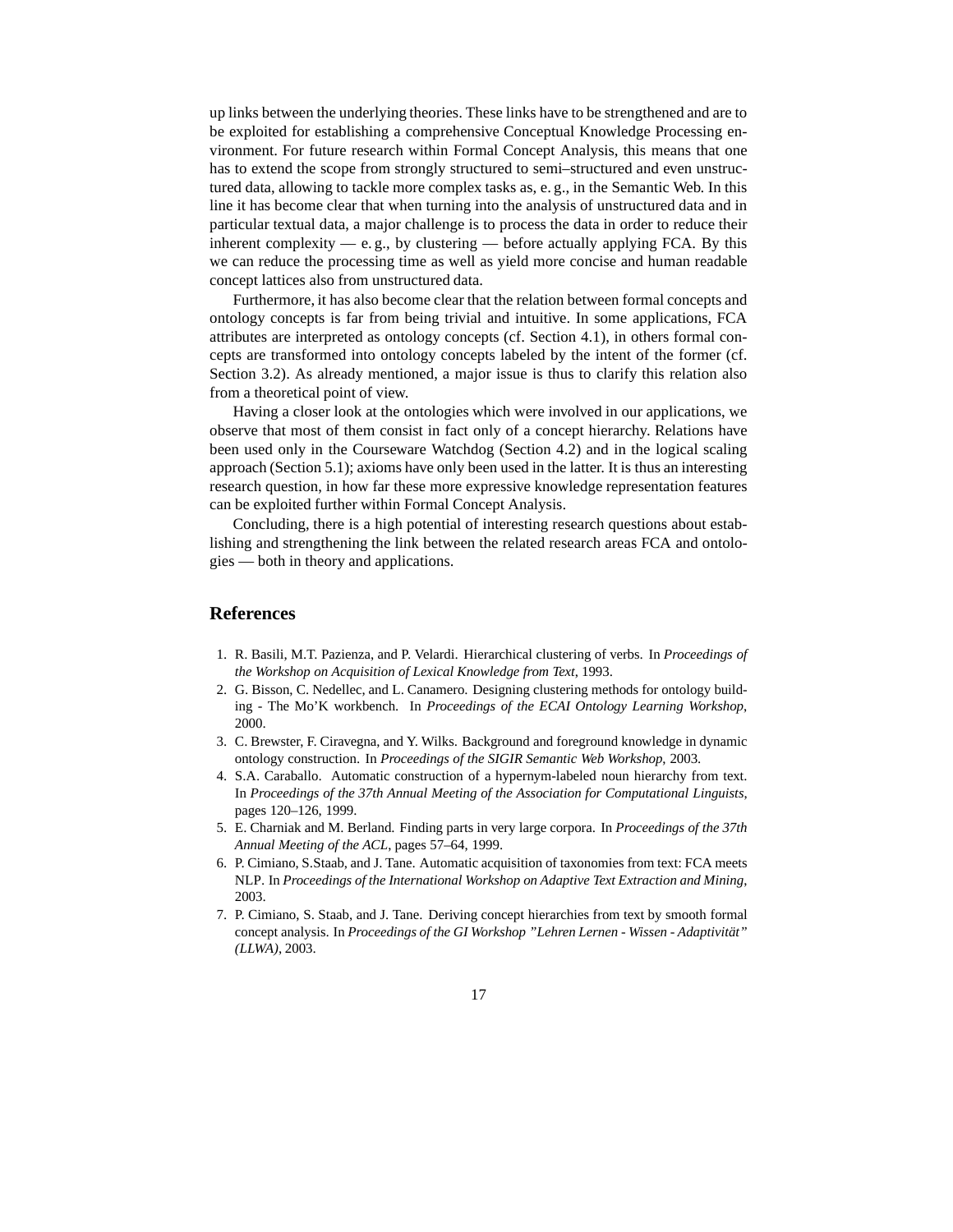up links between the underlying theories. These links have to be strengthened and are to be exploited for establishing a comprehensive Conceptual Knowledge Processing environment. For future research within Formal Concept Analysis, this means that one has to extend the scope from strongly structured to semi–structured and even unstructured data, allowing to tackle more complex tasks as, e. g., in the Semantic Web. In this line it has become clear that when turning into the analysis of unstructured data and in particular textual data, a major challenge is to process the data in order to reduce their inherent complexity — e. g., by clustering — before actually applying FCA. By this we can reduce the processing time as well as yield more concise and human readable concept lattices also from unstructured data.

Furthermore, it has also become clear that the relation between formal concepts and ontology concepts is far from being trivial and intuitive. In some applications, FCA attributes are interpreted as ontology concepts (cf. Section 4.1), in others formal concepts are transformed into ontology concepts labeled by the intent of the former (cf. Section 3.2). As already mentioned, a major issue is thus to clarify this relation also from a theoretical point of view.

Having a closer look at the ontologies which were involved in our applications, we observe that most of them consist in fact only of a concept hierarchy. Relations have been used only in the Courseware Watchdog (Section 4.2) and in the logical scaling approach (Section 5.1); axioms have only been used in the latter. It is thus an interesting research question, in how far these more expressive knowledge representation features can be exploited further within Formal Concept Analysis.

Concluding, there is a high potential of interesting research questions about establishing and strengthening the link between the related research areas FCA and ontologies — both in theory and applications.

## References

1. R. Basili, M.T. Pazienza, and P. Velardi. Hierarchical clustering of verbs. In *Proceedings of the Workshop on Acquisition of Lexical Knowledge from Text*, 1993.
2. G. Bisson, C. Nedellec, and L. Canamero. Designing clustering methods for ontology building - The Mo'K workbench. In *Proceedings of the ECAI Ontology Learning Workshop*, 2000.
3. C. Brewster, F. Ciravegna, and Y. Wilks. Background and foreground knowledge in dynamic ontology construction. In *Proceedings of the SIGIR Semantic Web Workshop*, 2003.
4. S.A. Caraballo. Automatic construction of a hypernym-labeled noun hierarchy from text. In *Proceedings of the 37th Annual Meeting of the Association for Computational Linguists*, pages 120–126, 1999.
5. E. Charniak and M. Berland. Finding parts in very large corpora. In *Proceedings of the 37th Annual Meeting of the ACL*, pages 57–64, 1999.
6. P. Cimiano, S.Staab, and J. Tane. Automatic acquisition of taxonomies from text: FCA meets NLP. In *Proceedings of the International Workshop on Adaptive Text Extraction and Mining*, 2003.
7. P. Cimiano, S. Staab, and J. Tane. Deriving concept hierarchies from text by smooth formal concept analysis. In *Proceedings of the GI Workshop "Lehren Lernen - Wissen - Adaptivität" (LLWA)*, 2003.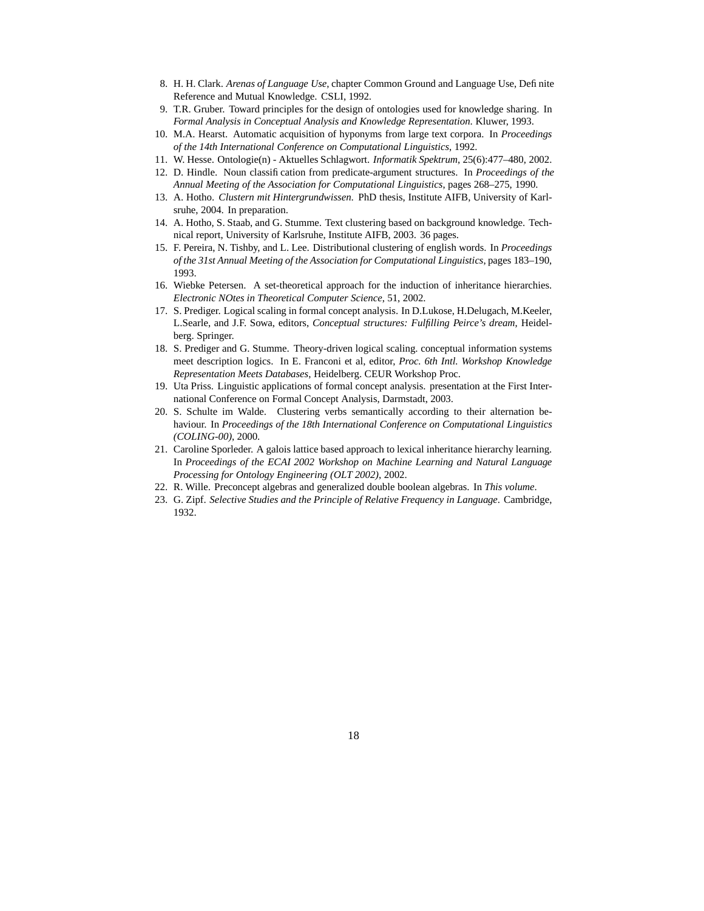8. H. H. Clark. *Arenas of Language Use*, chapter Common Ground and Language Use, Definite Reference and Mutual Knowledge. CSLI, 1992.
9. T.R. Gruber. Toward principles for the design of ontologies used for knowledge sharing. In *Formal Analysis in Conceptual Analysis and Knowledge Representation*. Kluwer, 1993.
10. M.A. Hearst. Automatic acquisition of hyponyms from large text corpora. In *Proceedings of the 14th International Conference on Computational Linguistics*, 1992.
11. W. Hesse. Ontologie(n) - Aktuelles Schlagwort. *Informatik Spektrum*, 25(6):477–480, 2002.
12. D. Hindle. Noun classification from predicate-argument structures. In *Proceedings of the Annual Meeting of the Association for Computational Linguistics*, pages 268–275, 1990.
13. A. Hotho. *Clustern mit Hintergrundwissen*. PhD thesis, Institute AIFB, University of Karlsruhe, 2004. In preparation.
14. A. Hotho, S. Staab, and G. Stumme. Text clustering based on background knowledge. Technical report, University of Karlsruhe, Institute AIFB, 2003. 36 pages.
15. F. Pereira, N. Tishby, and L. Lee. Distributional clustering of english words. In *Proceedings of the 31st Annual Meeting of the Association for Computational Linguistics*, pages 183–190, 1993.
16. Wiebke Petersen. A set-theoretical approach for the induction of inheritance hierarchies. *Electronic NOtes in Theoretical Computer Science*, 51, 2002.
17. S. Prediger. Logical scaling in formal concept analysis. In D.Lukose, H.Delugach, M.Keeler, L.Searle, and J.F. Sowa, editors, *Conceptual structures: Fulfilling Peirce's dream*, Heidelberg. Springer.
18. S. Prediger and G. Stumme. Theory-driven logical scaling. conceptual information systems meet description logics. In E. Franconi et al, editor, *Proc. 6th Intl. Workshop Knowledge Representation Meets Databases*, Heidelberg. CEUR Workshop Proc.
19. Uta Priss. Linguistic applications of formal concept analysis. presentation at the First International Conference on Formal Concept Analysis, Darmstadt, 2003.
20. S. Schulte im Walde. Clustering verbs semantically according to their alternation behaviour. In *Proceedings of the 18th International Conference on Computational Linguistics (COLING-00)*, 2000.
21. Caroline Sporleder. A galois lattice based approach to lexical inheritance hierarchy learning. In *Proceedings of the ECAI 2002 Workshop on Machine Learning and Natural Language Processing for Ontology Engineering (OLT 2002)*, 2002.
22. R. Wille. Preconcept algebras and generalized double boolean algebras. In *This volume*.
23. G. Zipf. *Selective Studies and the Principle of Relative Frequency in Language*. Cambridge, 1932.